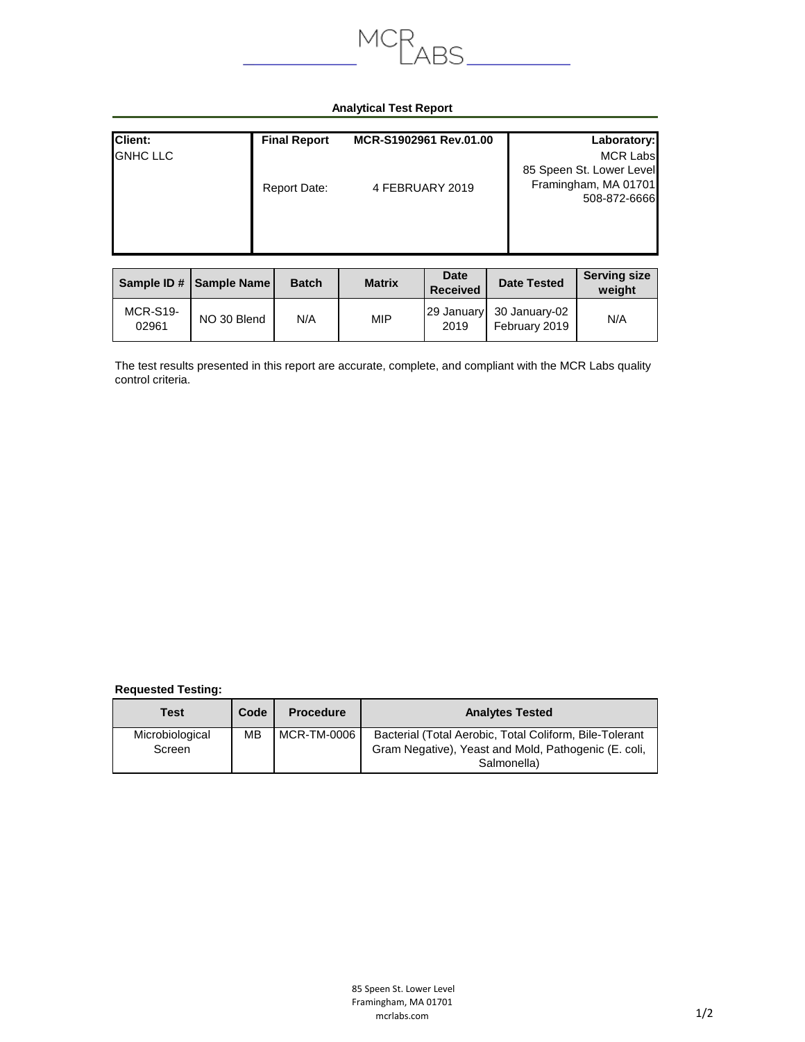MCR LABS

## Analytical Test Report

| Client: | Final Report MCR-S1902961 Rev.01.00 | Laboratory: |
|---|---|---|
| GNHC LLC | Report Date: 4 FEBRUARY 2019 | MCR Labs<br>85 Speen St. Lower Level<br>Framingham, MA 01701<br>508-872-6666 |

| Sample ID # | Sample Name | Batch | Matrix | Date Received | Date Tested | Serving size weight |
|---|---|---|---|---|---|---|
| MCR-S19-02961 | NO 30 Blend | N/A | MIP | 29 January 2019 | 30 January-02 February 2019 | N/A |

The test results presented in this report are accurate, complete, and compliant with the MCR Labs quality control criteria.

**Requested Testing:**

| Test | Code | Procedure | Analytes Tested |
|---|---|---|---|
| Microbiological Screen | MB | MCR-TM-0006 | Bacterial (Total Aerobic, Total Coliform, Bile-Tolerant Gram Negative), Yeast and Mold, Pathogenic (E. coli, Salmonella) |

85 Speen St. Lower Level
Framingham, MA 01701
mcrlabs.com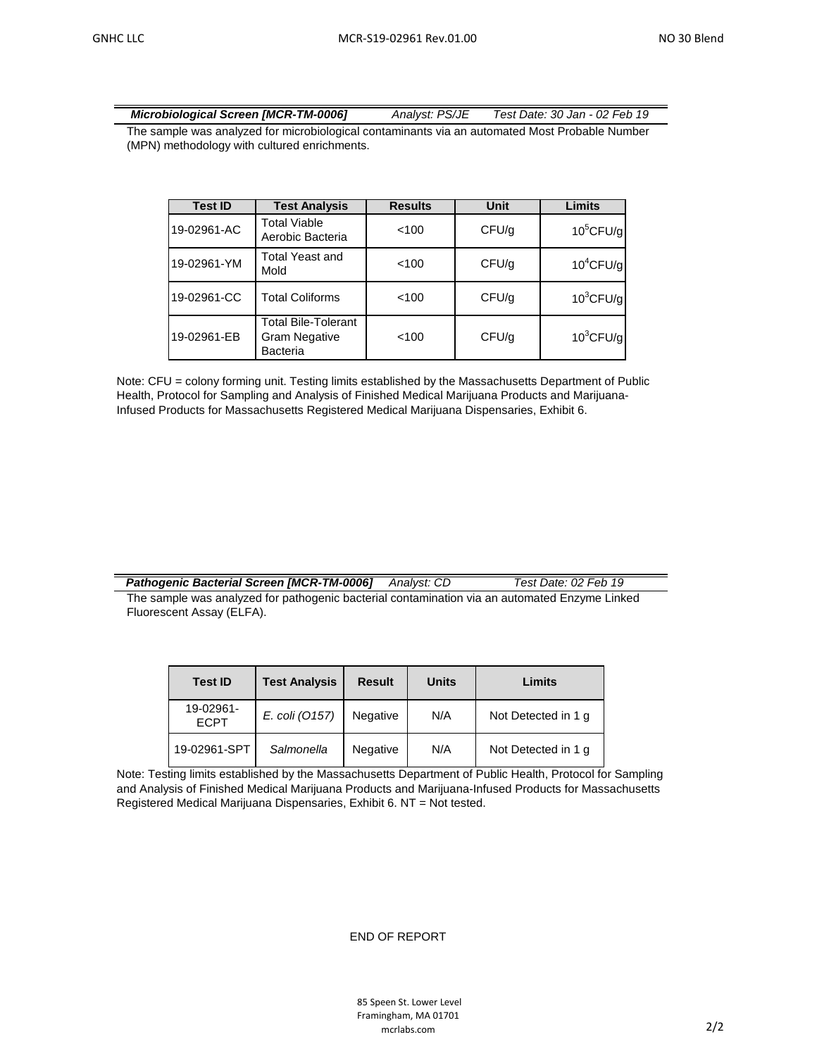***Microbiological Screen [MCR-TM-0006]*** *Analyst: PS/JE* *Test Date: 30 Jan - 02 Feb 19*

The sample was analyzed for microbiological contaminants via an automated Most Probable Number (MPN) methodology with cultured enrichments.

| Test ID | Test Analysis | Results | Unit | Limits |
|---|---|---|---|---|
| 19-02961-AC | Total Viable Aerobic Bacteria | <100 | CFU/g | $10^5$CFU/g |
| 19-02961-YM | Total Yeast and Mold | <100 | CFU/g | $10^4$CFU/g |
| 19-02961-CC | Total Coliforms | <100 | CFU/g | $10^3$CFU/g |
| 19-02961-EB | Total Bile-Tolerant Gram Negative Bacteria | <100 | CFU/g | $10^3$CFU/g |

Note: CFU = colony forming unit. Testing limits established by the Massachusetts Department of Public Health, Protocol for Sampling and Analysis of Finished Medical Marijuana Products and Marijuana-Infused Products for Massachusetts Registered Medical Marijuana Dispensaries, Exhibit 6.

***Pathogenic Bacterial Screen [MCR-TM-0006]*** *Analyst: CD* *Test Date: 02 Feb 19*

The sample was analyzed for pathogenic bacterial contamination via an automated Enzyme Linked Fluorescent Assay (ELFA).

| Test ID | Test Analysis | Result | Units | Limits |
|---|---|---|---|---|
| 19-02961-ECPT | *E. coli (O157)* | Negative | N/A | Not Detected in 1 g |
| 19-02961-SPT | *Salmonella* | Negative | N/A | Not Detected in 1 g |

Note: Testing limits established by the Massachusetts Department of Public Health, Protocol for Sampling and Analysis of Finished Medical Marijuana Products and Marijuana-Infused Products for Massachusetts Registered Medical Marijuana Dispensaries, Exhibit 6. NT = Not tested.

END OF REPORT

85 Speen St. Lower Level
Framingham, MA 01701
mcrlabs.com